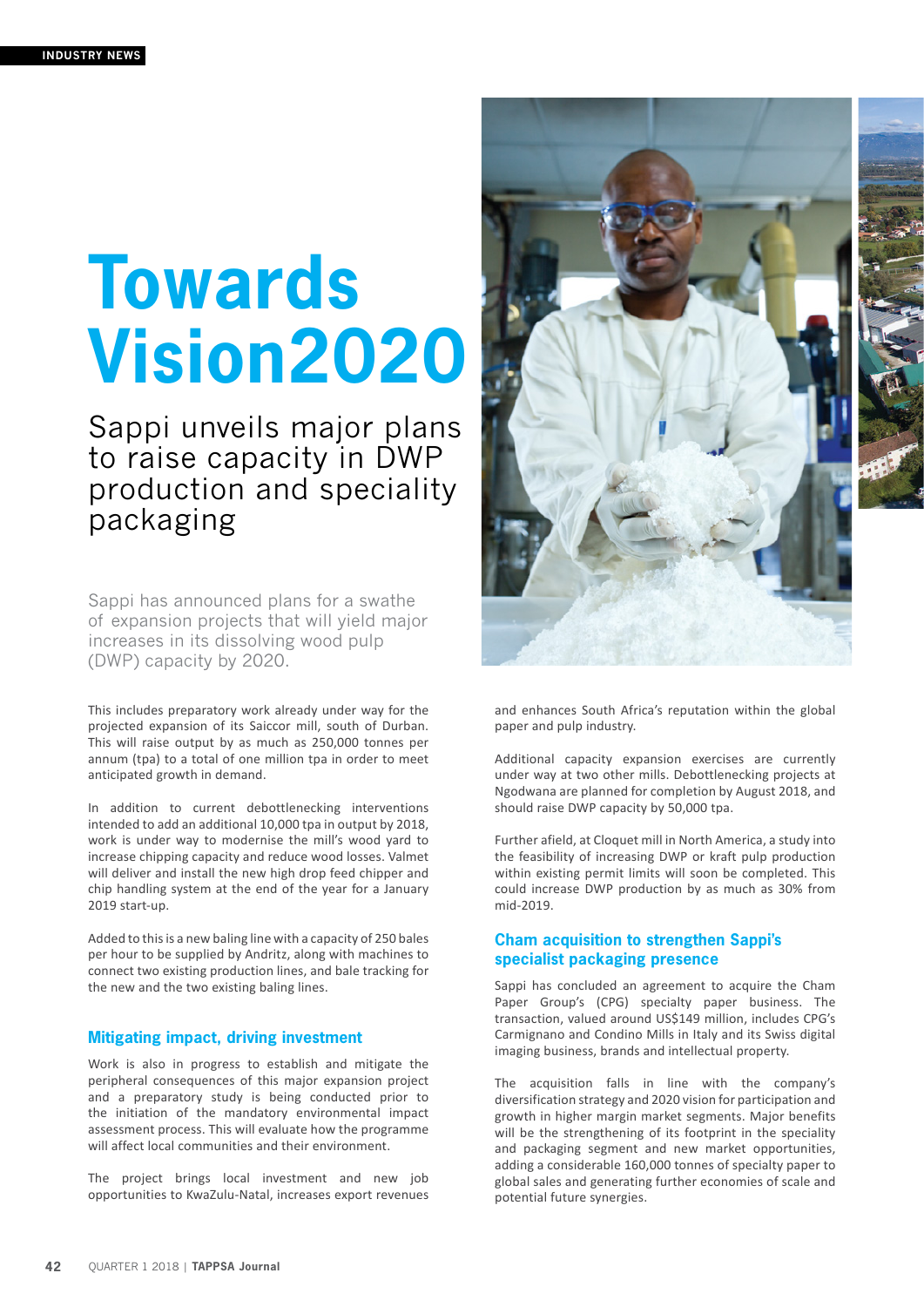# Towards Vision2020

## Sappi unveils major plans to raise capacity in DWP production and speciality packaging

Sappi has announced plans for a swathe of expansion projects that will yield major increases in its dissolving wood pulp (DWP) capacity by 2020.

This includes preparatory work already under way for the projected expansion of its Saiccor mill, south of Durban. This will raise output by as much as 250,000 tonnes per annum (tpa) to a total of one million tpa in order to meet anticipated growth in demand.

In addition to current debottlenecking interventions intended to add an additional 10,000 tpa in output by 2018, work is under way to modernise the mill's wood yard to increase chipping capacity and reduce wood losses. Valmet will deliver and install the new high drop feed chipper and chip handling system at the end of the year for a January 2019 start-up.

Added to this is a new baling line with a capacity of 250 bales per hour to be supplied by Andritz, along with machines to connect two existing production lines, and bale tracking for the new and the two existing baling lines.

### Mitigating impact, driving investment

Work is also in progress to establish and mitigate the peripheral consequences of this major expansion project and a preparatory study is being conducted prior to the initiation of the mandatory environmental impact assessment process. This will evaluate how the programme will affect local communities and their environment.

The project brings local investment and new job opportunities to KwaZulu-Natal, increases export revenues and enhances South Africa's reputation within the global paper and pulp industry.

Additional capacity expansion exercises are currently under way at two other mills. Debottlenecking projects at Ngodwana are planned for completion by August 2018, and should raise DWP capacity by 50,000 tpa.

Further afield, at Cloquet mill in North America, a study into the feasibility of increasing DWP or kraft pulp production within existing permit limits will soon be completed. This could increase DWP production by as much as 30% from mid-2019.

### Cham acquisition to strengthen Sappi's specialist packaging presence

Sappi has concluded an agreement to acquire the Cham Paper Group's (CPG) specialty paper business. The transaction, valued around US$149 million, includes CPG's Carmignano and Condino Mills in Italy and its Swiss digital imaging business, brands and intellectual property.

The acquisition falls in line with the company's diversification strategy and 2020 vision for participation and growth in higher margin market segments. Major benefits will be the strengthening of its footprint in the speciality and packaging segment and new market opportunities, adding a considerable 160,000 tonnes of specialty paper to global sales and generating further economies of scale and potential future synergies.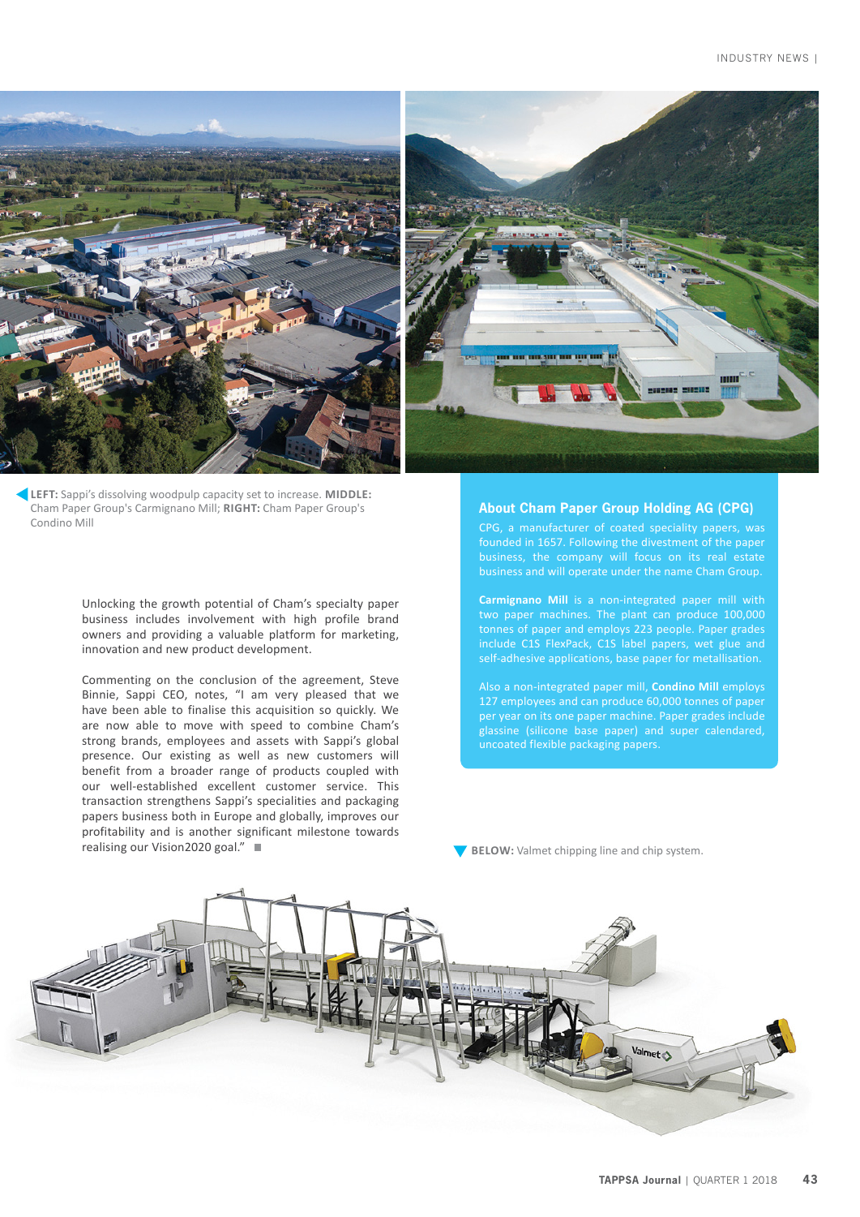◀ **LEFT:** Sappi's dissolving woodpulp capacity set to increase. **MIDDLE:** Cham Paper Group's Carmignano Mill; **RIGHT:** Cham Paper Group's Condino Mill

Unlocking the growth potential of Cham's specialty paper business includes involvement with high profile brand owners and providing a valuable platform for marketing, innovation and new product development.

Commenting on the conclusion of the agreement, Steve Binnie, Sappi CEO, notes, "I am very pleased that we have been able to finalise this acquisition so quickly. We are now able to move with speed to combine Cham's strong brands, employees and assets with Sappi's global presence. Our existing as well as new customers will benefit from a broader range of products coupled with our well-established excellent customer service. This transaction strengthens Sappi's specialities and packaging papers business both in Europe and globally, improves our profitability and is another significant milestone towards realising our Vision2020 goal." ■

### About Cham Paper Group Holding AG (CPG)

CPG, a manufacturer of coated speciality papers, was founded in 1657. Following the divestment of the paper business, the company will focus on its real estate business and will operate under the name Cham Group.

**Carmignano Mill** is a non-integrated paper mill with two paper machines. The plant can produce 100,000 tonnes of paper and employs 223 people. Paper grades include C1S FlexPack, C1S label papers, wet glue and self-adhesive applications, base paper for metallisation.

Also a non-integrated paper mill, **Condino Mill** employs 127 employees and can produce 60,000 tonnes of paper per year on its one paper machine. Paper grades include glassine (silicone base paper) and super calendared, uncoated flexible packaging papers.

▼ **BELOW:** Valmet chipping line and chip system.